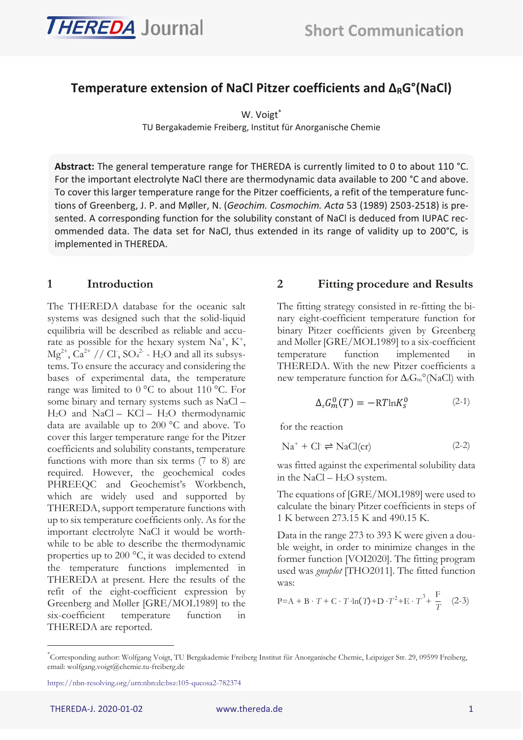# Temperature extension of NaCl Pitzer coefficients and $\Delta_R G°$(NaCl)

W. Voigt*

TU Bergakademie Freiberg, Institut für Anorganische Chemie

**Abstract:** The general temperature range for THEREDA is currently limited to 0 to about 110 °C. For the important electrolyte NaCl there are thermodynamic data available to 200 °C and above. To cover this larger temperature range for the Pitzer coefficients, a refit of the temperature functions of Greenberg, J. P. and Møller, N. (*Geochim. Cosmochim. Acta* 53 (1989) 2503-2518) is presented. A corresponding function for the solubility constant of NaCl is deduced from IUPAC recommended data. The data set for NaCl, thus extended in its range of validity up to 200°C, is implemented in THEREDA.

## 1 Introduction

The THEREDA database for the oceanic salt systems was designed such that the solid-liquid equilibria will be described as reliable and accurate as possible for the hexary system $Na^+$, $K^+$, $Mg^{2+}$, $Ca^{2+}$ // $Cl^-$, $SO_4^{2-}$ - $H_2O$ and all its subsystems. To ensure the accuracy and considering the bases of experimental data, the temperature range was limited to 0 °C to about 110 °C. For some binary and ternary systems such as NaCl – $H_2O$ and NaCl – KCl – $H_2O$ thermodynamic data are available up to 200 °C and above. To cover this larger temperature range for the Pitzer coefficients and solubility constants, temperature functions with more than six terms (7 to 8) are required. However, the geochemical codes PHREEQC and Geochemist's Workbench, which are widely used and supported by THEREDA, support temperature functions with up to six temperature coefficients only. As for the important electrolyte NaCl it would be worthwhile to be able to describe the thermodynamic properties up to 200 °C, it was decided to extend the temperature functions implemented in THEREDA at present. Here the results of the refit of the eight-coefficient expression by Greenberg and Møller [GRE/MOL1989] to the six-coefficient temperature function in THEREDA are reported.

## 2 Fitting procedure and Results

The fitting strategy consisted in re-fitting the binary eight-coefficient temperature function for binary Pitzer coefficients given by Greenberg and Møller [GRE/MOL1989] to a six-coefficient temperature function implemented in THEREDA. With the new Pitzer coefficients a new temperature function for $\Delta_r G_m°$(NaCl) with

$$\Delta_r G_m^0(T) = -RT\ln K_s^0 \qquad (2\text{-}1)$$

for the reaction

$$Na^+ + Cl^- \rightleftharpoons NaCl(cr) \qquad (2\text{-}2)$$

was fitted against the experimental solubility data in the NaCl – $H_2O$ system.

The equations of [GRE/MOL1989] were used to calculate the binary Pitzer coefficients in steps of 1 K between 273.15 K and 490.15 K.

Data in the range 273 to 393 K were given a double weight, in order to minimize changes in the former function [VOI2020]. The fitting program used was *gnuplot* [THO2011]. The fitted function was:

$$P = A + B \cdot T + C \cdot T \cdot \ln(T) + D \cdot T^2 + E \cdot T^3 + \frac{F}{T} \qquad (2\text{-}3)$$

---

*Corresponding author: Wolfgang Voigt, TU Bergakademie Freiberg Institut für Anorganische Chemie, Leipziger Str. 29, 09599 Freiberg, email: wolfgang.voigt@chemie.tu-freiberg.de

https://nbn-resolving.org/urn:nbn:de:bsz:105-qucosa2-782374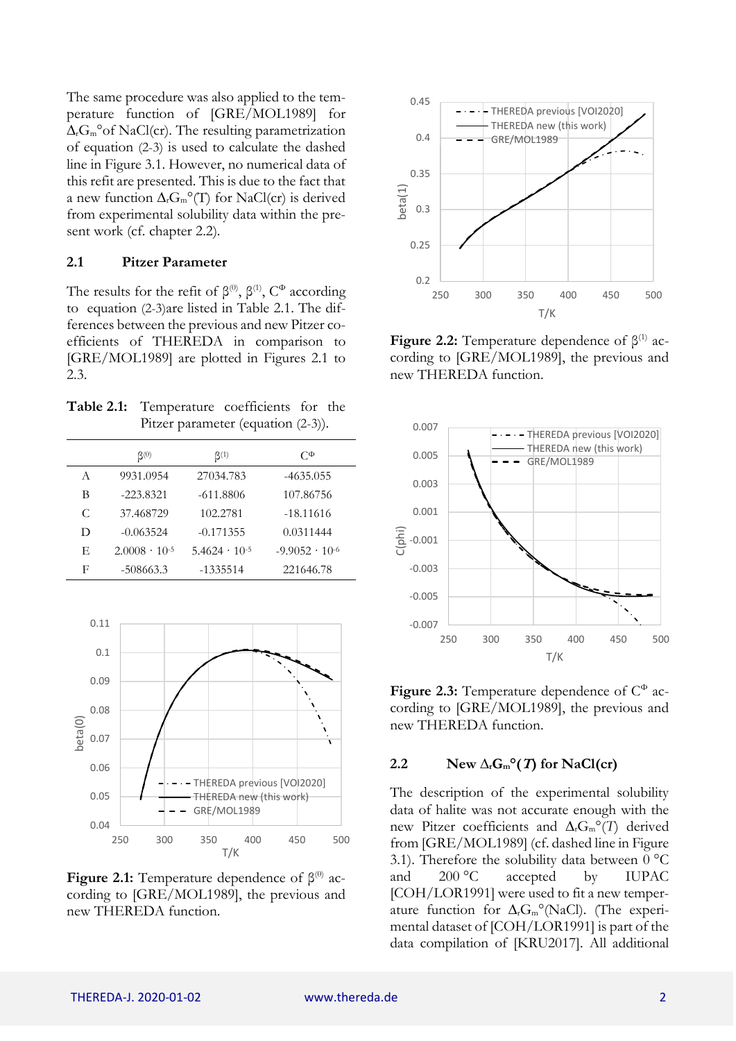The same procedure was also applied to the temperature function of [GRE/MOL1989] for $\Delta_r G_m°$ of NaCl(cr). The resulting parametrization of equation (2-3) is used to calculate the dashed line in Figure 3.1. However, no numerical data of this refit are presented. This is due to the fact that a new function $\Delta_r G_m°(T)$ for NaCl(cr) is derived from experimental solubility data within the present work (cf. chapter 2.2).

## 2.1 Pitzer Parameter

The results for the refit of $\beta^{(0)}$, $\beta^{(1)}$, $C^{\Phi}$ according to equation (2-3)are listed in Table 2.1. The differences between the previous and new Pitzer coefficients of THEREDA in comparison to [GRE/MOL1989] are plotted in Figures 2.1 to 2.3.

**Table 2.1:** Temperature coefficients for the Pitzer parameter (equation (2-3)).

| | $\beta^{(0)}$ | $\beta^{(1)}$ | $C^{\Phi}$ |
|---|---|---|---|
| A | 9931.0954 | 27034.783 | -4635.055 |
| B | -223.8321 | -611.8806 | 107.86756 |
| C | 37.468729 | 102.2781 | -18.11616 |
| D | -0.063524 | -0.171355 | 0.0311444 |
| E | $2.0008 \cdot 10^{-5}$ | $5.4624 \cdot 10^{-5}$ | $-9.9052 \cdot 10^{-6}$ |
| F | -508663.3 | -1335514 | 221646.78 |

**Figure 2.1:** Temperature dependence of $\beta^{(0)}$ according to [GRE/MOL1989], the previous and new THEREDA function.

**Figure 2.2:** Temperature dependence of $\beta^{(1)}$ according to [GRE/MOL1989], the previous and new THEREDA function.

**Figure 2.3:** Temperature dependence of $C^{\Phi}$ according to [GRE/MOL1989], the previous and new THEREDA function.

## 2.2 New $\Delta_r G_m°(T)$ for NaCl(cr)

The description of the experimental solubility data of halite was not accurate enough with the new Pitzer coefficients and $\Delta_r G_m°(T)$ derived from [GRE/MOL1989] (cf. dashed line in Figure 3.1). Therefore the solubility data between 0 °C and 200 °C accepted by IUPAC [COH/LOR1991] were used to fit a new temperature function for $\Delta_r G_m°$(NaCl). (The experimental dataset of [COH/LOR1991] is part of the data compilation of [KRU2017]. All additional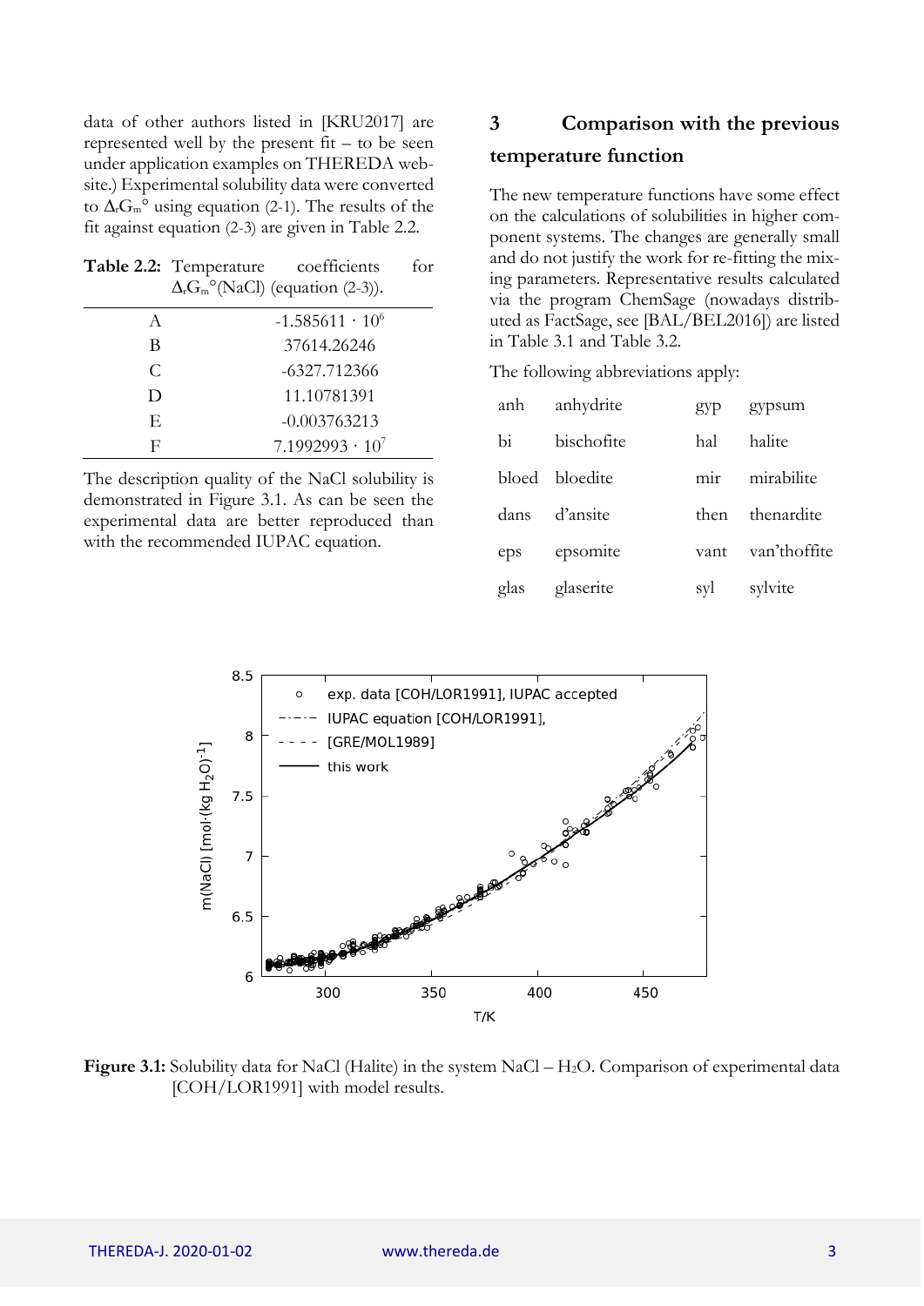data of other authors listed in [KRU2017] are represented well by the present fit – to be seen under application examples on THEREDA website.) Experimental solubility data were converted to $\Delta_r G_m°$ using equation (2-1). The results of the fit against equation (2-3) are given in Table 2.2.

**Table 2.2:** Temperature coefficients for $\Delta_r G_m°(NaCl)$ (equation (2-3)).

| | |
|---|---|
| A | $-1.585611 \cdot 10^6$ |
| B | 37614.26246 |
| C | -6327.712366 |
| D | 11.10781391 |
| E | -0.003763213 |
| F | $7.1992993 \cdot 10^7$ |

The description quality of the NaCl solubility is demonstrated in Figure 3.1. As can be seen the experimental data are better reproduced than with the recommended IUPAC equation.

# 3 Comparison with the previous temperature function

The new temperature functions have some effect on the calculations of solubilities in higher component systems. The changes are generally small and do not justify the work for re-fitting the mixing parameters. Representative results calculated via the program ChemSage (nowadays distributed as FactSage, see [BAL/BEL2016]) are listed in Table 3.1 and Table 3.2.

The following abbreviations apply:

| | | | |
|---|---|---|---|
| anh | anhydrite | gyp | gypsum |
| bi | bischofite | hal | halite |
| bloed | bloedite | mir | mirabilite |
| dans | d'ansite | then | thenardite |
| eps | epsomite | vant | van'thoffite |
| glas | glaserite | syl | sylvite |

**Figure 3.1:** Solubility data for NaCl (Halite) in the system NaCl – $H_2O$. Comparison of experimental data [COH/LOR1991] with model results.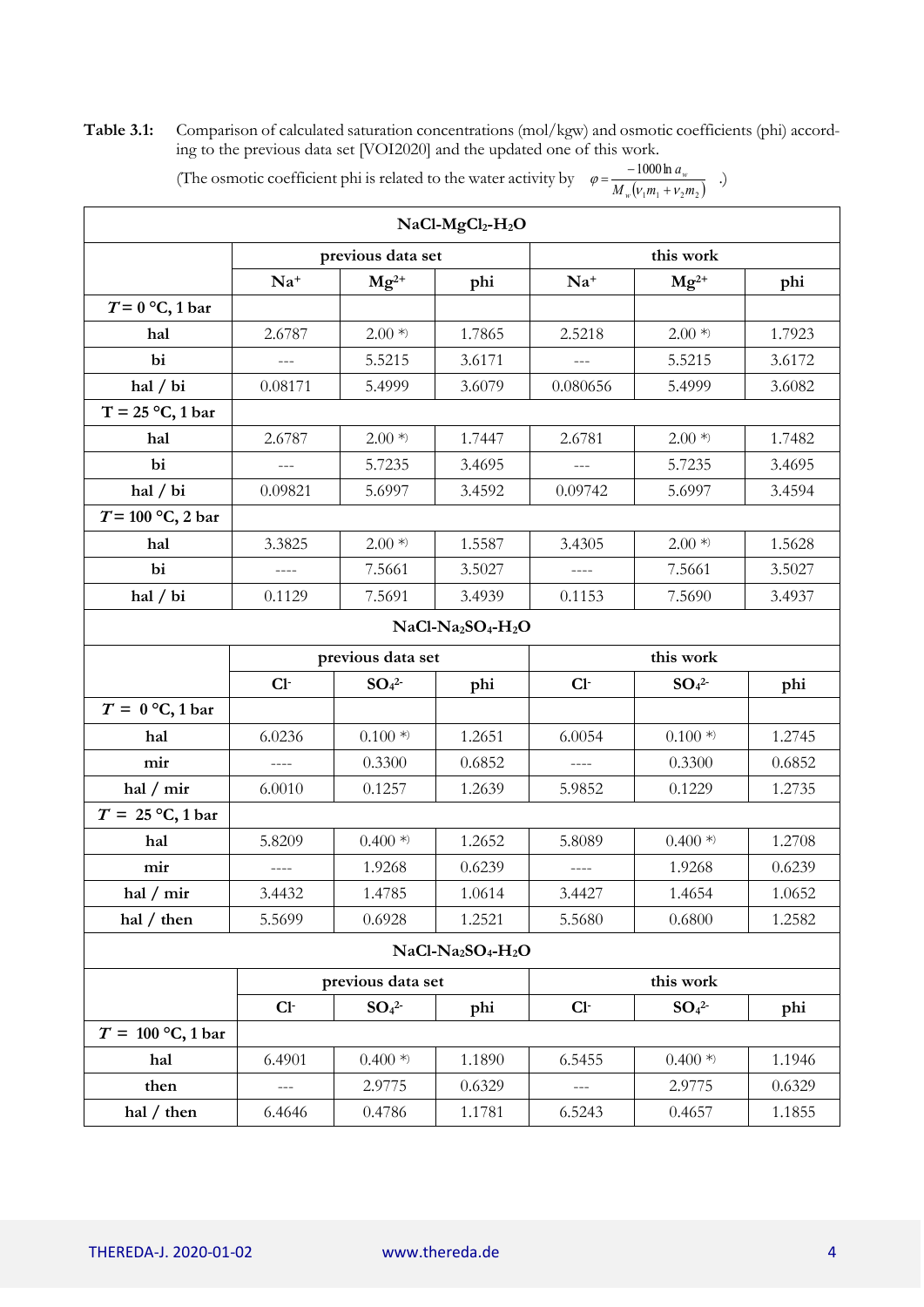**Table 3.1:** Comparison of calculated saturation concentrations (mol/kgw) and osmotic coefficients (phi) according to the previous data set [VOI2020] and the updated one of this work.

(The osmotic coefficient phi is related to the water activity by $\varphi = \frac{-1000 \ln a_w}{M_w(\nu_1 m_1 + \nu_2 m_2)}$ .)

| **$NaCl$-$MgCl_2$-$H_2O$** | | | | | | |
|---|---|---|---|---|---|---|
| | **previous data set** | | | **this work** | | |
| | **$Na^+$** | **$Mg^{2+}$** | **phi** | **$Na^+$** | **$Mg^{2+}$** | **phi** |
| ***T* = 0 °C, 1 bar** | | | | | | |
| **hal** | 2.6787 | 2.00 *) | 1.7865 | 2.5218 | 2.00 *) | 1.7923 |
| **bi** | --- | 5.5215 | 3.6171 | --- | 5.5215 | 3.6172 |
| **hal / bi** | 0.08171 | 5.4999 | 3.6079 | 0.080656 | 5.4999 | 3.6082 |
| **T = 25 °C, 1 bar** | | | | | | |
| **hal** | 2.6787 | 2.00 *) | 1.7447 | 2.6781 | 2.00 *) | 1.7482 |
| **bi** | --- | 5.7235 | 3.4695 | --- | 5.7235 | 3.4695 |
| **hal / bi** | 0.09821 | 5.6997 | 3.4592 | 0.09742 | 5.6997 | 3.4594 |
| ***T* = 100 °C, 2 bar** | | | | | | |
| **hal** | 3.3825 | 2.00 *) | 1.5587 | 3.4305 | 2.00 *) | 1.5628 |
| **bi** | ---- | 7.5661 | 3.5027 | ---- | 7.5661 | 3.5027 |
| **hal / bi** | 0.1129 | 7.5691 | 3.4939 | 0.1153 | 7.5690 | 3.4937 |

| **$NaCl$-$Na_2SO_4$-$H_2O$** | | | | | | |
|---|---|---|---|---|---|---|
| | **previous data set** | | | **this work** | | |
| | **$Cl^-$** | **$SO_4^{2-}$** | **phi** | **$Cl^-$** | **$SO_4^{2-}$** | **phi** |
| ***T* = 0 °C, 1 bar** | | | | | | |
| **hal** | 6.0236 | 0.100 *) | 1.2651 | 6.0054 | 0.100 *) | 1.2745 |
| **mir** | ---- | 0.3300 | 0.6852 | ---- | 0.3300 | 0.6852 |
| **hal / mir** | 6.0010 | 0.1257 | 1.2639 | 5.9852 | 0.1229 | 1.2735 |
| ***T* = 25 °C, 1 bar** | | | | | | |
| **hal** | 5.8209 | 0.400 *) | 1.2652 | 5.8089 | 0.400 *) | 1.2708 |
| **mir** | ---- | 1.9268 | 0.6239 | ---- | 1.9268 | 0.6239 |
| **hal / mir** | 3.4432 | 1.4785 | 1.0614 | 3.4427 | 1.4654 | 1.0652 |
| **hal / then** | 5.5699 | 0.6928 | 1.2521 | 5.5680 | 0.6800 | 1.2582 |

| **$NaCl$-$Na_2SO_4$-$H_2O$** | | | | | | |
|---|---|---|---|---|---|---|
| | **previous data set** | | | **this work** | | |
| | **$Cl^-$** | **$SO_4^{2-}$** | **phi** | **$Cl^-$** | **$SO_4^{2-}$** | **phi** |
| ***T* = 100 °C, 1 bar** | | | | | | |
| **hal** | 6.4901 | 0.400 *) | 1.1890 | 6.5455 | 0.400 *) | 1.1946 |
| **then** | --- | 2.9775 | 0.6329 | --- | 2.9775 | 0.6329 |
| **hal / then** | 6.4646 | 0.4786 | 1.1781 | 6.5243 | 0.4657 | 1.1855 |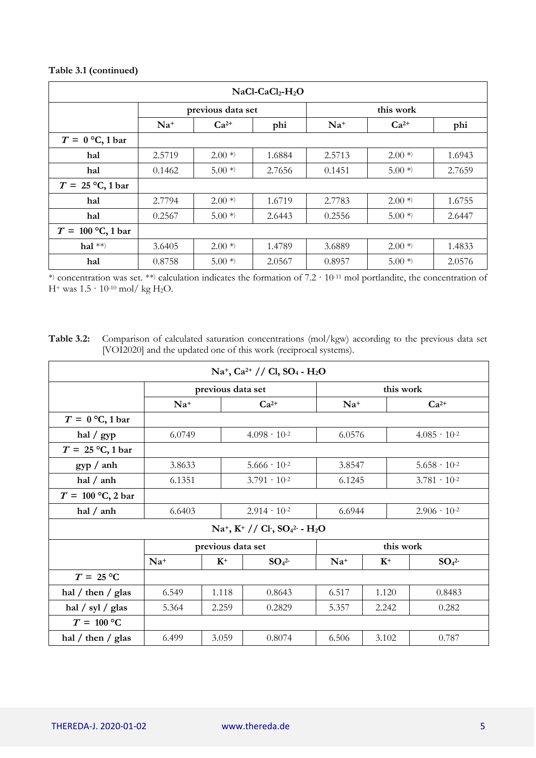**Table 3.1 (continued)**

| NaCl-$CaCl_2$-$H_2O$ | | | | | | |
|---|---|---|---|---|---|---|
| | previous data set | | | this work | | |
| | $Na^+$ | $Ca^{2+}$ | phi | $Na^+$ | $Ca^{2+}$ | phi |
| $T$ = 0 °C, 1 bar | | | | | | |
| hal | 2.5719 | 2.00 *) | 1.6884 | 2.5713 | 2.00 *) | 1.6943 |
| hal | 0.1462 | 5.00 *) | 2.7656 | 0.1451 | 5.00 *) | 2.7659 |
| $T$ = 25 °C, 1 bar | | | | | | |
| hal | 2.7794 | 2.00 *) | 1.6719 | 2.7783 | 2.00 *) | 1.6755 |
| hal | 0.2567 | 5.00 *) | 2.6443 | 0.2556 | 5.00 *) | 2.6447 |
| $T$ = 100 °C, 1 bar | | | | | | |
| hal **) | 3.6405 | 2.00 *) | 1.4789 | 3.6889 | 2.00 *) | 1.4833 |
| hal | 0.8758 | 5.00 *) | 2.0567 | 0.8957 | 5.00 *) | 2.0576 |

*) concentration was set. **) calculation indicates the formation of $7.2 \cdot 10^{-11}$ mol portlandite, the concentration of $H^+$ was $1.5 \cdot 10^{-10}$ mol/ kg $H_2O$.

**Table 3.2:** Comparison of calculated saturation concentrations (mol/kgw) according to the previous data set [VOI2020] and the updated one of this work (reciprocal systems).

| $Na^+$, $Ca^{2+}$ // Cl, $SO_4$ - $H_2O$ | | | | |
|---|---|---|---|---|
| | previous data set | | this work | |
| | $Na^+$ | $Ca^{2+}$ | $Na^+$ | $Ca^{2+}$ |
| $T$ = 0 °C, 1 bar | | | | |
| hal / gyp | 6.0749 | $4.098 \cdot 10^{-2}$ | 6.0576 | $4.085 \cdot 10^{-2}$ |
| $T$ = 25 °C, 1 bar | | | | |
| gyp / anh | 3.8633 | $5.666 \cdot 10^{-2}$ | 3.8547 | $5.658 \cdot 10^{-2}$ |
| hal / anh | 6.1351 | $3.791 \cdot 10^{-2}$ | 6.1245 | $3.781 \cdot 10^{-2}$ |
| $T$ = 100 °C, 2 bar | | | | |
| hal / anh | 6.6403 | $2.914 \cdot 10^{-2}$ | 6.6944 | $2.906 \cdot 10^{-2}$ |

| $Na^+$, $K^+$ // $Cl^-$, $SO_4^{2-}$ - $H_2O$ | | | | | | |
|---|---|---|---|---|---|---|
| | previous data set | | | this work | | |
| | $Na^+$ | $K^+$ | $SO_4^{2-}$ | $Na^+$ | $K^+$ | $SO_4^{2-}$ |
| $T$ = 25 °C | | | | | | |
| hal / then / glas | 6.549 | 1.118 | 0.8643 | 6.517 | 1.120 | 0.8483 |
| hal / syl / glas | 5.364 | 2.259 | 0.2829 | 5.357 | 2.242 | 0.282 |
| $T$ = 100 °C | | | | | | |
| hal / then / glas | 6.499 | 3.059 | 0.8074 | 6.506 | 3.102 | 0.787 |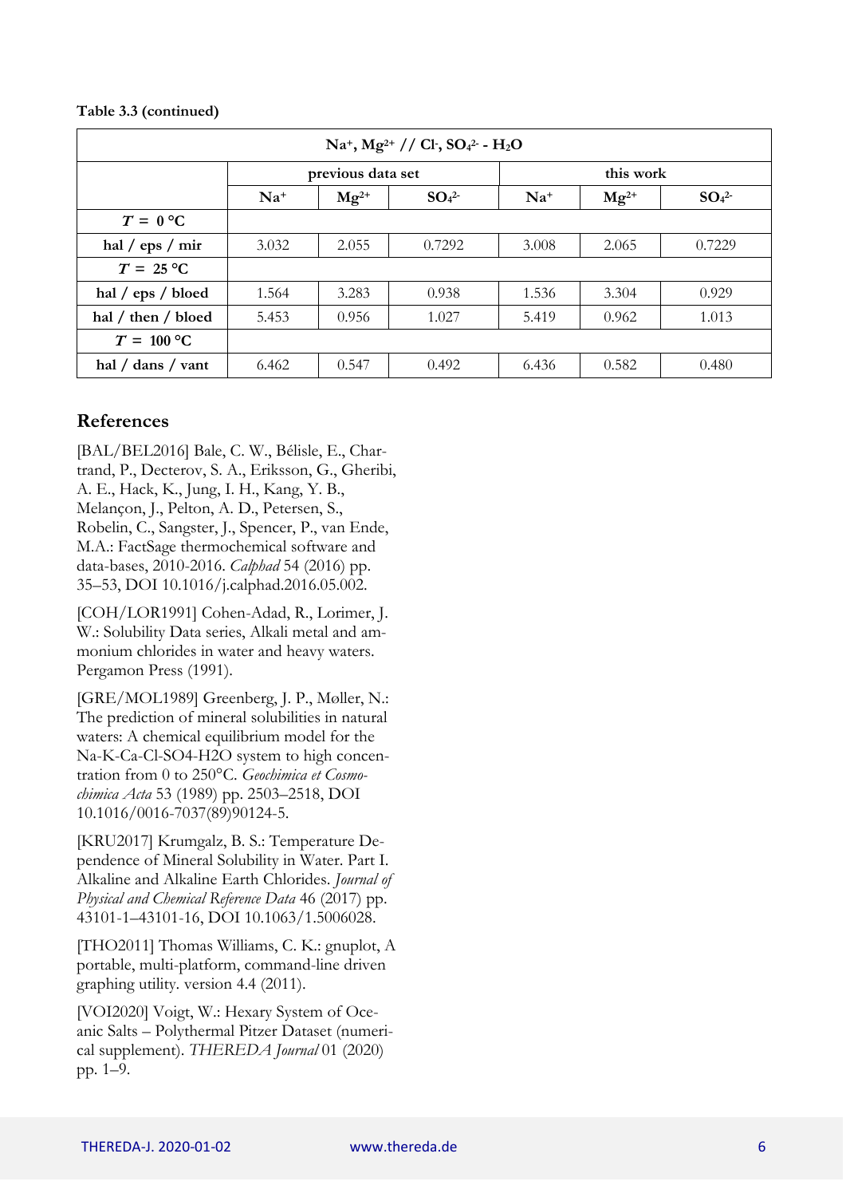**Table 3.3 (continued)**

| $Na^+, Mg^{2+} // Cl^-, SO_4^{2-} - H_2O$ | | | | | | |
|---|---|---|---|---|---|---|
| | previous data set | | | this work | | |
| | $Na^+$ | $Mg^{2+}$ | $SO_4^{2-}$ | $Na^+$ | $Mg^{2+}$ | $SO_4^{2-}$ |
| $T$ = 0 °C | | | | | | |
| hal / eps / mir | 3.032 | 2.055 | 0.7292 | 3.008 | 2.065 | 0.7229 |
| $T$ = 25 °C | | | | | | |
| hal / eps / bloed | 1.564 | 3.283 | 0.938 | 1.536 | 3.304 | 0.929 |
| hal / then / bloed | 5.453 | 0.956 | 1.027 | 5.419 | 0.962 | 1.013 |
| $T$ = 100 °C | | | | | | |
| hal / dans / vant | 6.462 | 0.547 | 0.492 | 6.436 | 0.582 | 0.480 |

## References

[BAL/BEL2016] Bale, C. W., Bélisle, E., Chartrand, P., Decterov, S. A., Eriksson, G., Gheribi, A. E., Hack, K., Jung, I. H., Kang, Y. B., Melançon, J., Pelton, A. D., Petersen, S., Robelin, C., Sangster, J., Spencer, P., van Ende, M.A.: FactSage thermochemical software and data-bases, 2010-2016. *Calphad* 54 (2016) pp. 35–53, DOI 10.1016/j.calphad.2016.05.002.

[COH/LOR1991] Cohen-Adad, R., Lorimer, J. W.: Solubility Data series, Alkali metal and ammonium chlorides in water and heavy waters. Pergamon Press (1991).

[GRE/MOL1989] Greenberg, J. P., Møller, N.: The prediction of mineral solubilities in natural waters: A chemical equilibrium model for the Na-K-Ca-Cl-SO4-H2O system to high concentration from 0 to 250°C. *Geochimica et Cosmochimica Acta* 53 (1989) pp. 2503–2518, DOI 10.1016/0016-7037(89)90124-5.

[KRU2017] Krumgalz, B. S.: Temperature Dependence of Mineral Solubility in Water. Part I. Alkaline and Alkaline Earth Chlorides. *Journal of Physical and Chemical Reference Data* 46 (2017) pp. 43101-1–43101-16, DOI 10.1063/1.5006028.

[THO2011] Thomas Williams, C. K.: gnuplot, A portable, multi-platform, command-line driven graphing utility. version 4.4 (2011).

[VOI2020] Voigt, W.: Hexary System of Oceanic Salts – Polythermal Pitzer Dataset (numerical supplement). *THEREDA Journal* 01 (2020) pp. 1–9.